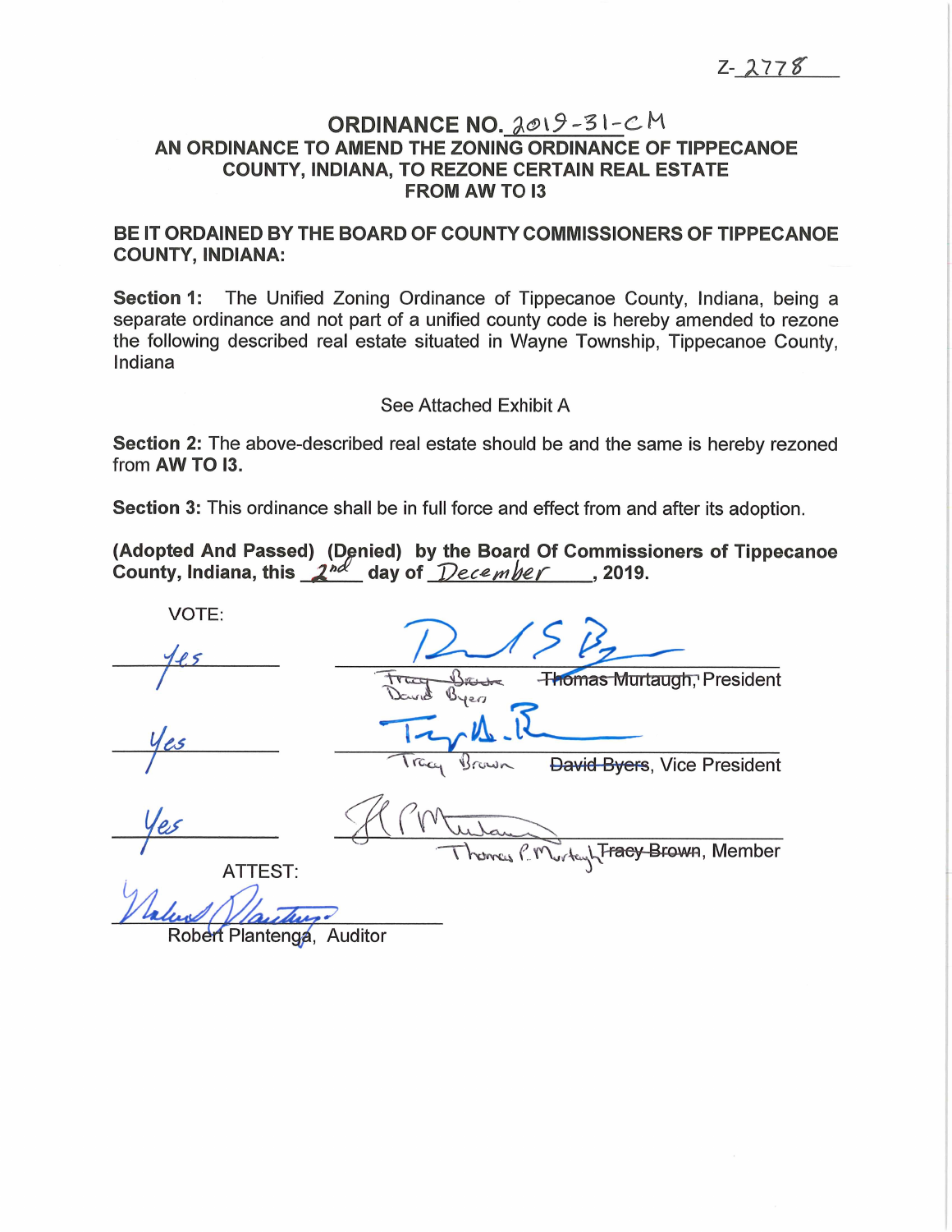Z-2778

# ORDINANCE NO. 2019-31-CM

## AN ORDINANCE TO AMEND THE ZONING ORDINANCE OF TIPPECANOE COUNTY, INDIANA, TO REZONE CERTAIN REAL ESTATE FROM AW TO I3

**BE IT ORDAINED BY THE BOARD OF COUNTY COMMISSIONERS OF TIPPECANOE COUNTY, INDIANA:**

**Section 1:** The Unified Zoning Ordinance of Tippecanoe County, Indiana, being a separate ordinance and not part of a unified county code is hereby amended to rezone the following described real estate situated in Wayne Township, Tippecanoe County, Indiana

See Attached Exhibit A

**Section 2:** The above-described real estate should be and the same is hereby rezoned from **AW TO I3.**

**Section 3:** This ordinance shall be in full force and effect from and after its adoption.

**(Adopted And Passed) (Denied) by the Board Of Commissioners of Tippecanoe County, Indiana, this 2nd day of December, 2019.**

VOTE:

| Vote | Signature |
|---|---|
| Yes | ~~Tracy Brown~~ David Byers ~~Thomas Murtaugh~~, President |
| Yes | Tracy Brown ~~David Byers~~, Vice President |
| Yes | Thomas P. Murtaugh ~~Tracy Brown~~, Member |

ATTEST:

Robert Plantenga, Auditor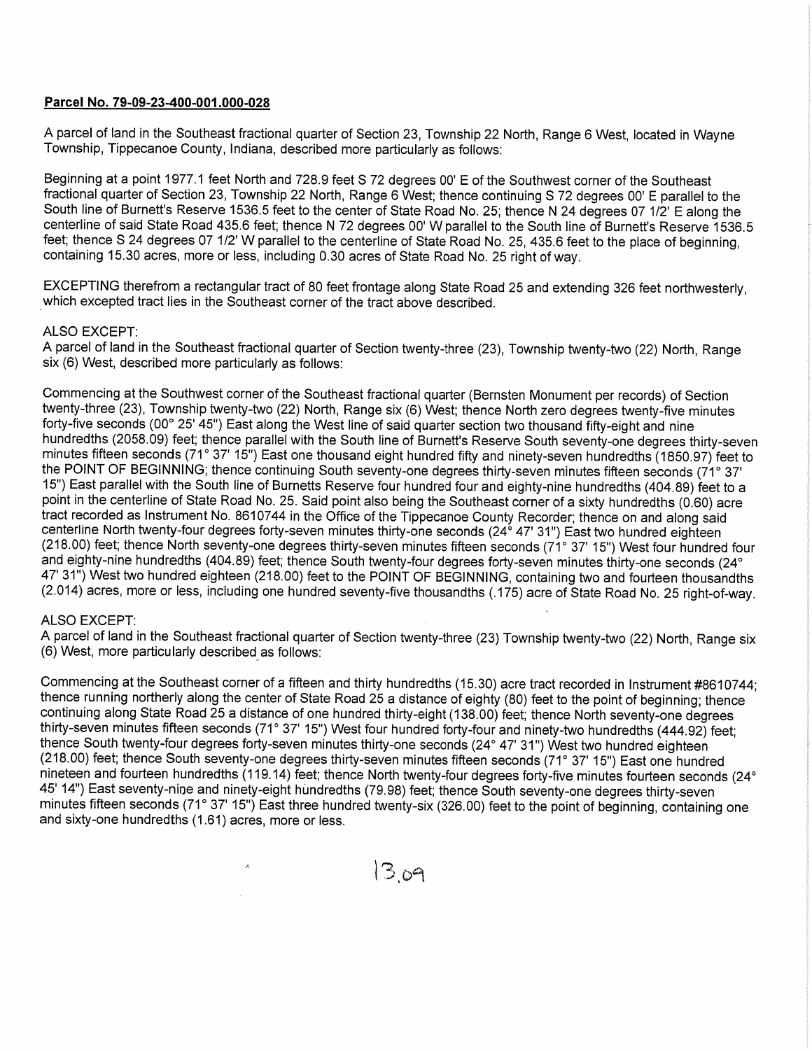**Parcel No. 79-09-23-400-001.000-028**

A parcel of land in the Southeast fractional quarter of Section 23, Township 22 North, Range 6 West, located in Wayne Township, Tippecanoe County, Indiana, described more particularly as follows:

Beginning at a point 1977.1 feet North and 728.9 feet S 72 degrees 00' E of the Southwest corner of the Southeast fractional quarter of Section 23, Township 22 North, Range 6 West; thence continuing S 72 degrees 00' E parallel to the South line of Burnett's Reserve 1536.5 feet to the center of State Road No. 25; thence N 24 degrees 07 1/2' E along the centerline of said State Road 435.6 feet; thence N 72 degrees 00' W parallel to the South line of Burnett's Reserve 1536.5 feet; thence S 24 degrees 07 1/2' W parallel to the centerline of State Road No. 25, 435.6 feet to the place of beginning, containing 15.30 acres, more or less, including 0.30 acres of State Road No. 25 right of way.

EXCEPTING therefrom a rectangular tract of 80 feet frontage along State Road 25 and extending 326 feet northwesterly, which excepted tract lies in the Southeast corner of the tract above described.

ALSO EXCEPT:
A parcel of land in the Southeast fractional quarter of Section twenty-three (23), Township twenty-two (22) North, Range six (6) West, described more particularly as follows:

Commencing at the Southwest corner of the Southeast fractional quarter (Bernsten Monument per records) of Section twenty-three (23), Township twenty-two (22) North, Range six (6) West; thence North zero degrees twenty-five minutes forty-five seconds (00° 25' 45") East along the West line of said quarter section two thousand fifty-eight and nine hundredths (2058.09) feet; thence parallel with the South line of Burnett's Reserve South seventy-one degrees thirty-seven minutes fifteen seconds (71° 37' 15") East one thousand eight hundred fifty and ninety-seven hundredths (1850.97) feet to the POINT OF BEGINNING; thence continuing South seventy-one degrees thirty-seven minutes fifteen seconds (71° 37' 15") East parallel with the South line of Burnetts Reserve four hundred four and eighty-nine hundredths (404.89) feet to a point in the centerline of State Road No. 25. Said point also being the Southeast corner of a sixty hundredths (0.60) acre tract recorded as Instrument No. 8610744 in the Office of the Tippecanoe County Recorder; thence on and along said centerline North twenty-four degrees forty-seven minutes thirty-one seconds (24° 47' 31") East two hundred eighteen (218.00) feet; thence North seventy-one degrees thirty-seven minutes fifteen seconds (71° 37' 15") West four hundred four and eighty-nine hundredths (404.89) feet; thence South twenty-four degrees forty-seven minutes thirty-one seconds (24° 47' 31") West two hundred eighteen (218.00) feet to the POINT OF BEGINNING, containing two and fourteen thousandths (2.014) acres, more or less, including one hundred seventy-five thousandths (.175) acre of State Road No. 25 right-of-way.

ALSO EXCEPT:
A parcel of land in the Southeast fractional quarter of Section twenty-three (23) Township twenty-two (22) North, Range six (6) West, more particularly described as follows:

Commencing at the Southeast corner of a fifteen and thirty hundredths (15.30) acre tract recorded in Instrument #8610744; thence running northerly along the center of State Road 25 a distance of eighty (80) feet to the point of beginning; thence continuing along State Road 25 a distance of one hundred thirty-eight (138.00) feet; thence North seventy-one degrees thirty-seven minutes fifteen seconds (71° 37' 15") West four hundred forty-four and ninety-two hundredths (444.92) feet; thence South twenty-four degrees forty-seven minutes thirty-one seconds (24° 47' 31") West two hundred eighteen (218.00) feet; thence South seventy-one degrees thirty-seven minutes fifteen seconds (71° 37' 15") East one hundred nineteen and fourteen hundredths (119.14) feet; thence North twenty-four degrees forty-five minutes fourteen seconds (24° 45' 14") East seventy-nine and ninety-eight hundredths (79.98) feet; thence South seventy-one degrees thirty-seven minutes fifteen seconds (71° 37' 15") East three hundred twenty-six (326.00) feet to the point of beginning, containing one and sixty-one hundredths (1.61) acres, more or less.

13.09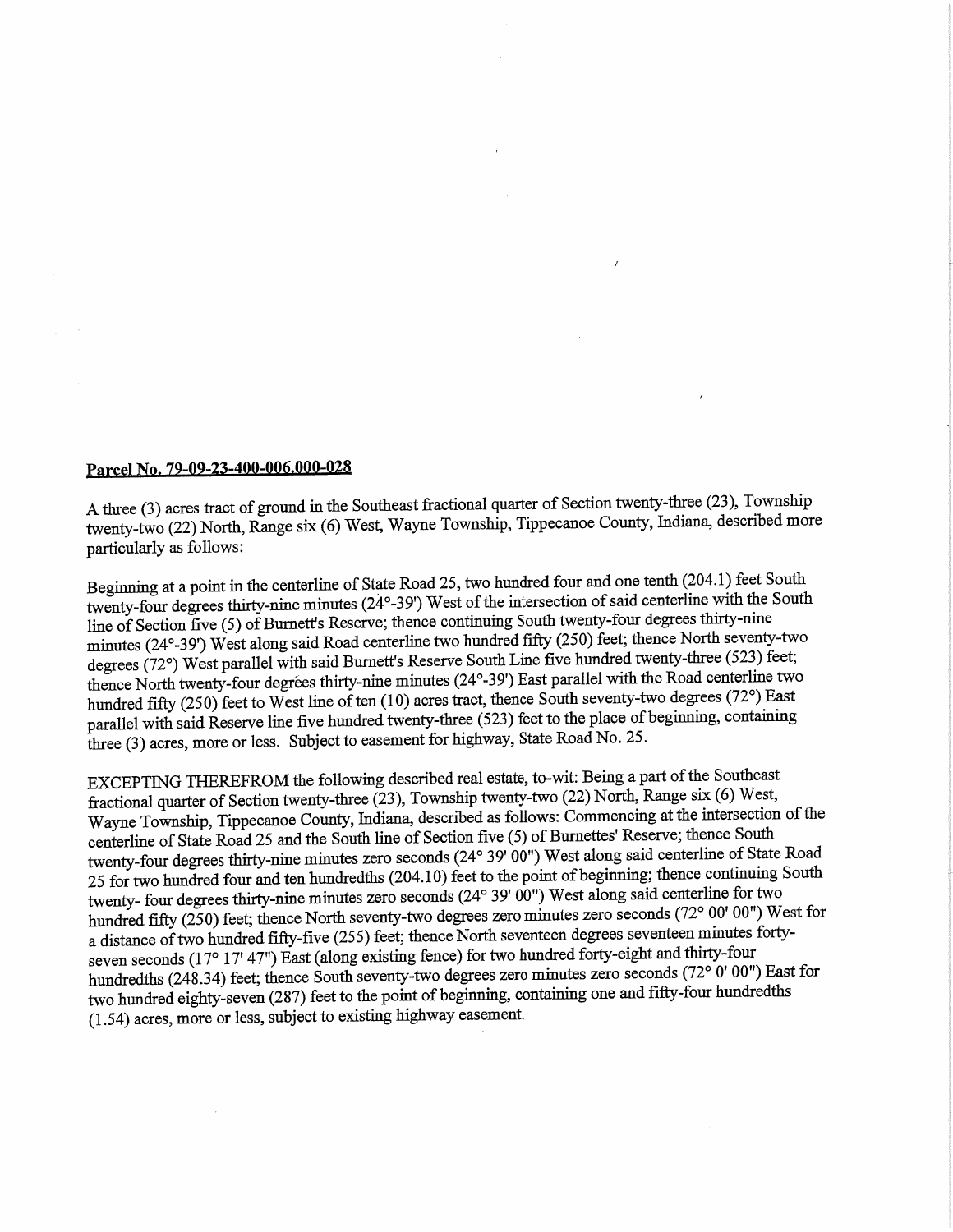**Parcel No. 79-09-23-400-006.000-028**

A three (3) acres tract of ground in the Southeast fractional quarter of Section twenty-three (23), Township twenty-two (22) North, Range six (6) West, Wayne Township, Tippecanoe County, Indiana, described more particularly as follows:

Beginning at a point in the centerline of State Road 25, two hundred four and one tenth (204.1) feet South twenty-four degrees thirty-nine minutes (24°-39') West of the intersection of said centerline with the South line of Section five (5) of Burnett's Reserve; thence continuing South twenty-four degrees thirty-nine minutes (24°-39') West along said Road centerline two hundred fifty (250) feet; thence North seventy-two degrees (72°) West parallel with said Burnett's Reserve South Line five hundred twenty-three (523) feet; thence North twenty-four degrees thirty-nine minutes (24°-39') East parallel with the Road centerline two hundred fifty (250) feet to West line of ten (10) acres tract, thence South seventy-two degrees (72°) East parallel with said Reserve line five hundred twenty-three (523) feet to the place of beginning, containing three (3) acres, more or less. Subject to easement for highway, State Road No. 25.

EXCEPTING THEREFROM the following described real estate, to-wit: Being a part of the Southeast fractional quarter of Section twenty-three (23), Township twenty-two (22) North, Range six (6) West, Wayne Township, Tippecanoe County, Indiana, described as follows: Commencing at the intersection of the centerline of State Road 25 and the South line of Section five (5) of Burnettes' Reserve; thence South twenty-four degrees thirty-nine minutes zero seconds (24° 39' 00") West along said centerline of State Road 25 for two hundred four and ten hundredths (204.10) feet to the point of beginning; thence continuing South twenty- four degrees thirty-nine minutes zero seconds (24° 39' 00") West along said centerline for two hundred fifty (250) feet; thence North seventy-two degrees zero minutes zero seconds (72° 00' 00") West for a distance of two hundred fifty-five (255) feet; thence North seventeen degrees seventeen minutes forty-seven seconds (17° 17' 47") East (along existing fence) for two hundred forty-eight and thirty-four hundredths (248.34) feet; thence South seventy-two degrees zero minutes zero seconds (72° 0' 00") East for two hundred eighty-seven (287) feet to the point of beginning, containing one and fifty-four hundredths (1.54) acres, more or less, subject to existing highway easement.